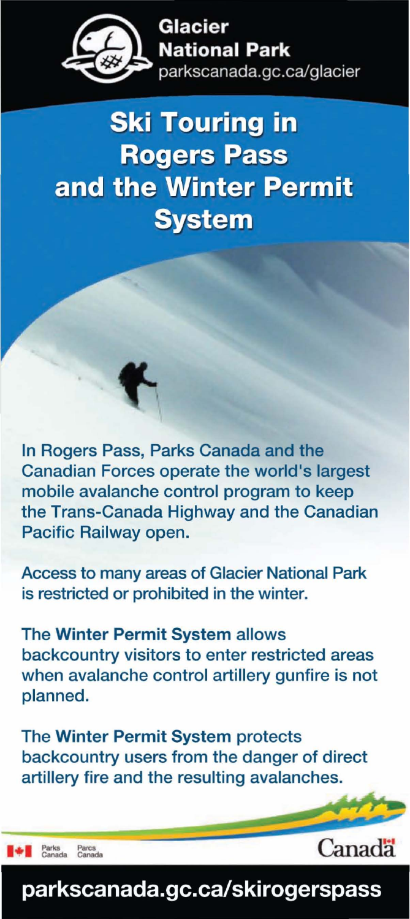Glacier National Park
parkscanada.gc.ca/glacier

# Ski Touring in Rogers Pass and the Winter Permit System

In Rogers Pass, Parks Canada and the Canadian Forces operate the world's largest mobile avalanche control program to keep the Trans-Canada Highway and the Canadian Pacific Railway open.

Access to many areas of Glacier National Park is restricted or prohibited in the winter.

The **Winter Permit System** allows backcountry visitors to enter restricted areas when avalanche control artillery gunfire is not planned.

The **Winter Permit System** protects backcountry users from the danger of direct artillery fire and the resulting avalanches.

Parks Canada Parcs Canada

Canada

**parkscanada.gc.ca/skirogerspass**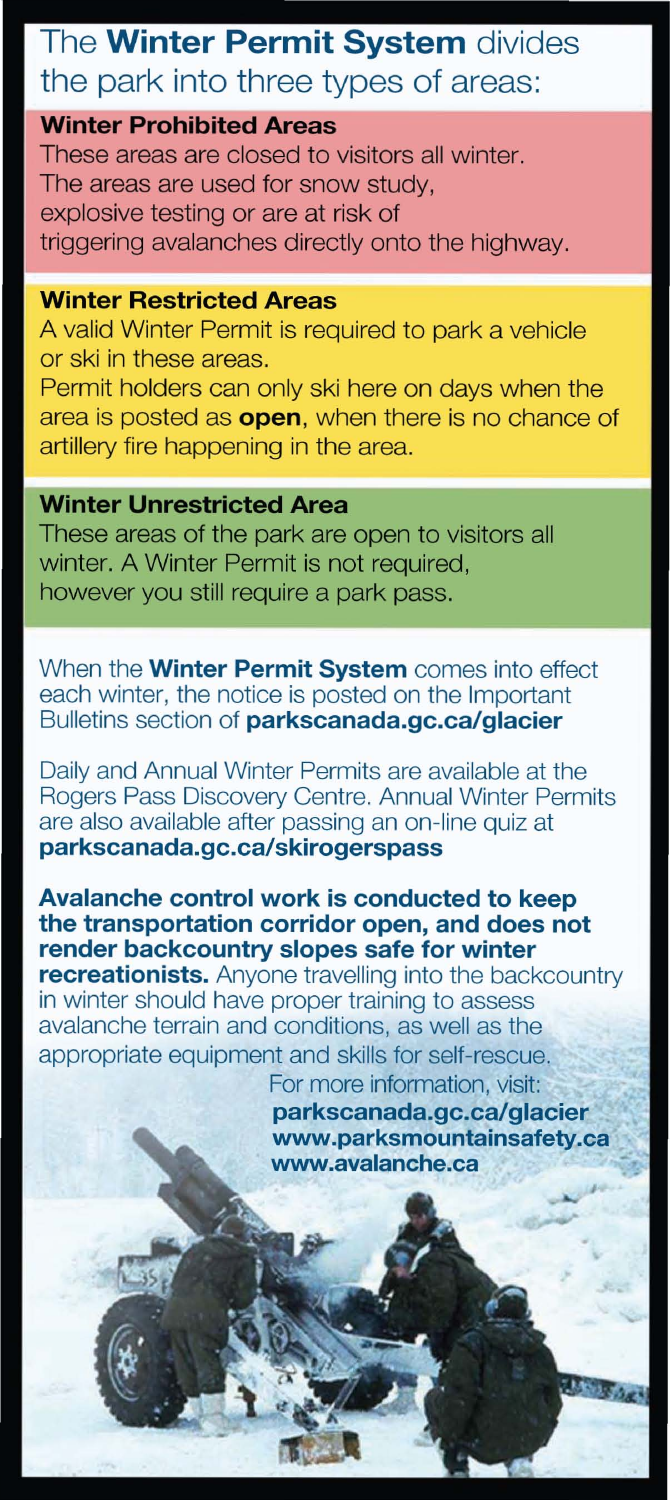# The **Winter Permit System** divides the park into three types of areas:

### Winter Prohibited Areas

These areas are closed to visitors all winter. The areas are used for snow study, explosive testing or are at risk of triggering avalanches directly onto the highway.

### Winter Restricted Areas

A valid Winter Permit is required to park a vehicle or ski in these areas.

Permit holders can only ski here on days when the area is posted as **open**, when there is no chance of artillery fire happening in the area.

### Winter Unrestricted Area

These areas of the park are open to visitors all winter. A Winter Permit is not required, however you still require a park pass.

When the **Winter Permit System** comes into effect each winter, the notice is posted on the Important Bulletins section of **parkscanada.gc.ca/glacier**

Daily and Annual Winter Permits are available at the Rogers Pass Discovery Centre. Annual Winter Permits are also available after passing an on-line quiz at **parkscanada.gc.ca/skirogerspass**

**Avalanche control work is conducted to keep the transportation corridor open, and does not render backcountry slopes safe for winter recreationists.** Anyone travelling into the backcountry in winter should have proper training to assess avalanche terrain and conditions, as well as the appropriate equipment and skills for self-rescue.

For more information, visit:
**parkscanada.gc.ca/glacier**
**www.parksmountainsafety.ca**
**www.avalanche.ca**